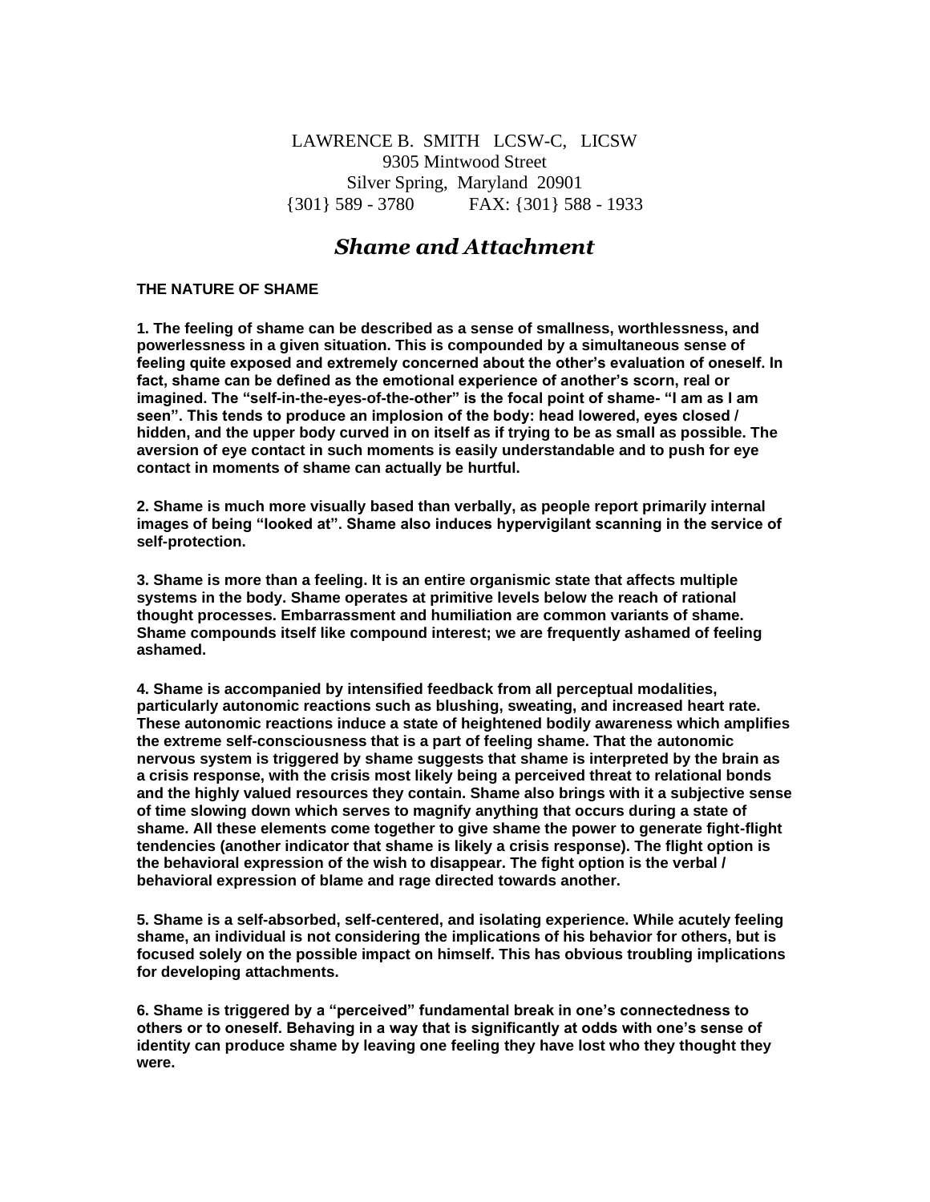LAWRENCE B. SMITH LCSW-C, LICSW
9305 Mintwood Street
Silver Spring, Maryland 20901
{301} 589 - 3780 FAX: {301} 588 - 1933

# *Shame and Attachment*

## THE NATURE OF SHAME

**1. The feeling of shame can be described as a sense of smallness, worthlessness, and powerlessness in a given situation. This is compounded by a simultaneous sense of feeling quite exposed and extremely concerned about the other's evaluation of oneself. In fact, shame can be defined as the emotional experience of another's scorn, real or imagined. The "self-in-the-eyes-of-the-other" is the focal point of shame- "I am as I am seen". This tends to produce an implosion of the body: head lowered, eyes closed / hidden, and the upper body curved in on itself as if trying to be as small as possible. The aversion of eye contact in such moments is easily understandable and to push for eye contact in moments of shame can actually be hurtful.**

**2. Shame is much more visually based than verbally, as people report primarily internal images of being "looked at". Shame also induces hypervigilant scanning in the service of self-protection.**

**3. Shame is more than a feeling. It is an entire organismic state that affects multiple systems in the body. Shame operates at primitive levels below the reach of rational thought processes. Embarrassment and humiliation are common variants of shame. Shame compounds itself like compound interest; we are frequently ashamed of feeling ashamed.**

**4. Shame is accompanied by intensified feedback from all perceptual modalities, particularly autonomic reactions such as blushing, sweating, and increased heart rate. These autonomic reactions induce a state of heightened bodily awareness which amplifies the extreme self-consciousness that is a part of feeling shame. That the autonomic nervous system is triggered by shame suggests that shame is interpreted by the brain as a crisis response, with the crisis most likely being a perceived threat to relational bonds and the highly valued resources they contain. Shame also brings with it a subjective sense of time slowing down which serves to magnify anything that occurs during a state of shame. All these elements come together to give shame the power to generate fight-flight tendencies (another indicator that shame is likely a crisis response). The flight option is the behavioral expression of the wish to disappear. The fight option is the verbal / behavioral expression of blame and rage directed towards another.**

**5. Shame is a self-absorbed, self-centered, and isolating experience. While acutely feeling shame, an individual is not considering the implications of his behavior for others, but is focused solely on the possible impact on himself. This has obvious troubling implications for developing attachments.**

**6. Shame is triggered by a "perceived" fundamental break in one's connectedness to others or to oneself. Behaving in a way that is significantly at odds with one's sense of identity can produce shame by leaving one feeling they have lost who they thought they were.**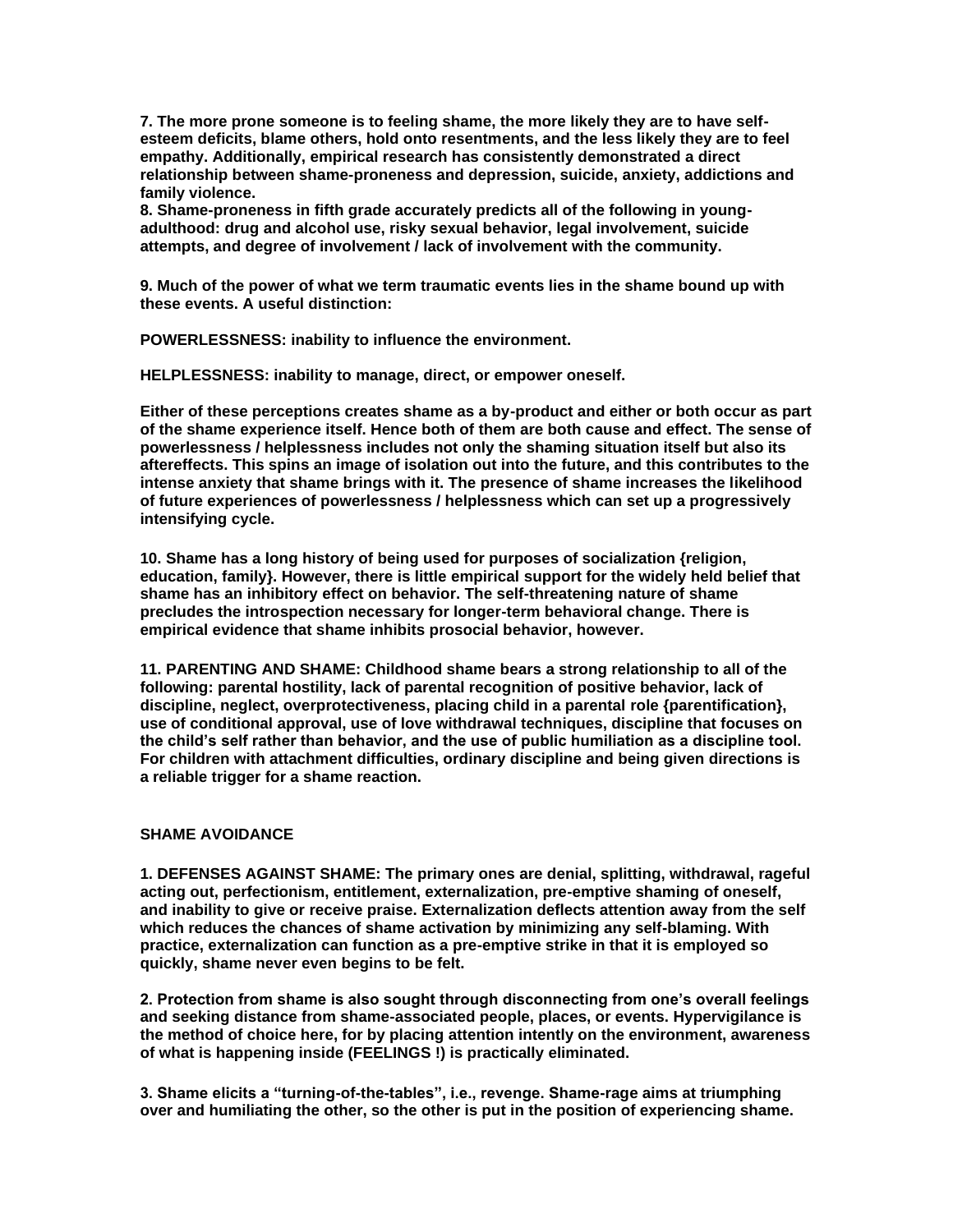**7. The more prone someone is to feeling shame, the more likely they are to have self-esteem deficits, blame others, hold onto resentments, and the less likely they are to feel empathy. Additionally, empirical research has consistently demonstrated a direct relationship between shame-proneness and depression, suicide, anxiety, addictions and family violence.**

**8. Shame-proneness in fifth grade accurately predicts all of the following in young-adulthood: drug and alcohol use, risky sexual behavior, legal involvement, suicide attempts, and degree of involvement / lack of involvement with the community.**

**9. Much of the power of what we term traumatic events lies in the shame bound up with these events. A useful distinction:**

**POWERLESSNESS: inability to influence the environment.**

**HELPLESSNESS: inability to manage, direct, or empower oneself.**

**Either of these perceptions creates shame as a by-product and either or both occur as part of the shame experience itself. Hence both of them are both cause and effect. The sense of powerlessness / helplessness includes not only the shaming situation itself but also its aftereffects. This spins an image of isolation out into the future, and this contributes to the intense anxiety that shame brings with it. The presence of shame increases the likelihood of future experiences of powerlessness / helplessness which can set up a progressively intensifying cycle.**

**10. Shame has a long history of being used for purposes of socialization {religion, education, family}. However, there is little empirical support for the widely held belief that shame has an inhibitory effect on behavior. The self-threatening nature of shame precludes the introspection necessary for longer-term behavioral change. There is empirical evidence that shame inhibits prosocial behavior, however.**

**11. PARENTING AND SHAME: Childhood shame bears a strong relationship to all of the following: parental hostility, lack of parental recognition of positive behavior, lack of discipline, neglect, overprotectiveness, placing child in a parental role {parentification}, use of conditional approval, use of love withdrawal techniques, discipline that focuses on the child's self rather than behavior, and the use of public humiliation as a discipline tool. For children with attachment difficulties, ordinary discipline and being given directions is a reliable trigger for a shame reaction.**

## SHAME AVOIDANCE

**1. DEFENSES AGAINST SHAME: The primary ones are denial, splitting, withdrawal, rageful acting out, perfectionism, entitlement, externalization, pre-emptive shaming of oneself, and inability to give or receive praise. Externalization deflects attention away from the self which reduces the chances of shame activation by minimizing any self-blaming. With practice, externalization can function as a pre-emptive strike in that it is employed so quickly, shame never even begins to be felt.**

**2. Protection from shame is also sought through disconnecting from one's overall feelings and seeking distance from shame-associated people, places, or events. Hypervigilance is the method of choice here, for by placing attention intently on the environment, awareness of what is happening inside (FEELINGS !) is practically eliminated.**

**3. Shame elicits a "turning-of-the-tables", i.e., revenge. Shame-rage aims at triumphing over and humiliating the other, so the other is put in the position of experiencing shame.**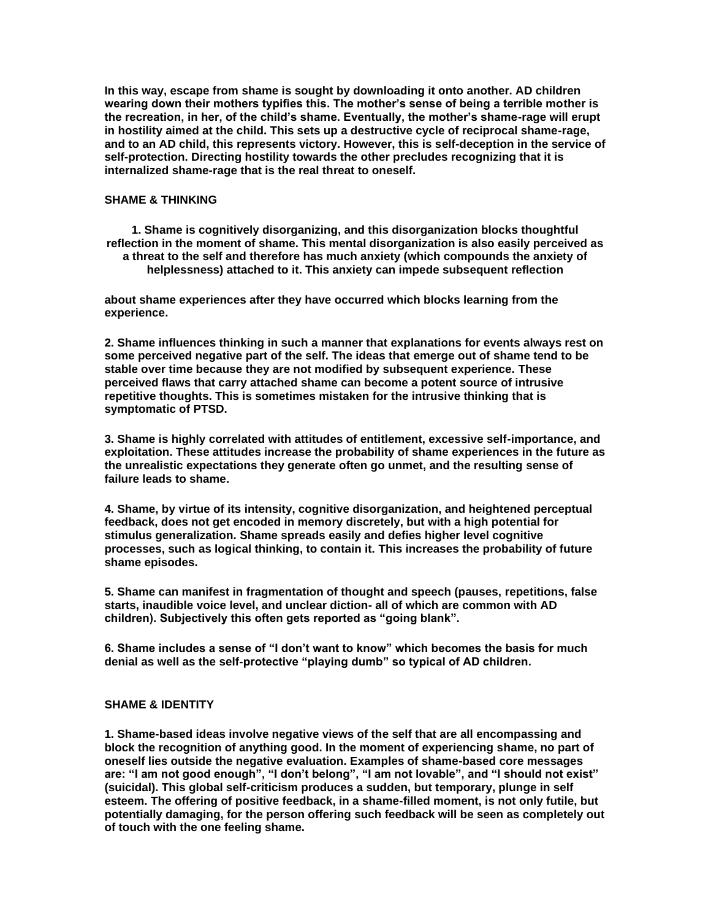**In this way, escape from shame is sought by downloading it onto another. AD children wearing down their mothers typifies this. The mother's sense of being a terrible mother is the recreation, in her, of the child's shame. Eventually, the mother's shame-rage will erupt in hostility aimed at the child. This sets up a destructive cycle of reciprocal shame-rage, and to an AD child, this represents victory. However, this is self-deception in the service of self-protection. Directing hostility towards the other precludes recognizing that it is internalized shame-rage that is the real threat to oneself.**

## SHAME & THINKING

**1. Shame is cognitively disorganizing, and this disorganization blocks thoughtful reflection in the moment of shame. This mental disorganization is also easily perceived as a threat to the self and therefore has much anxiety (which compounds the anxiety of helplessness) attached to it. This anxiety can impede subsequent reflection about shame experiences after they have occurred which blocks learning from the experience.**

**2. Shame influences thinking in such a manner that explanations for events always rest on some perceived negative part of the self. The ideas that emerge out of shame tend to be stable over time because they are not modified by subsequent experience. These perceived flaws that carry attached shame can become a potent source of intrusive repetitive thoughts. This is sometimes mistaken for the intrusive thinking that is symptomatic of PTSD.**

**3. Shame is highly correlated with attitudes of entitlement, excessive self-importance, and exploitation. These attitudes increase the probability of shame experiences in the future as the unrealistic expectations they generate often go unmet, and the resulting sense of failure leads to shame.**

**4. Shame, by virtue of its intensity, cognitive disorganization, and heightened perceptual feedback, does not get encoded in memory discretely, but with a high potential for stimulus generalization. Shame spreads easily and defies higher level cognitive processes, such as logical thinking, to contain it. This increases the probability of future shame episodes.**

**5. Shame can manifest in fragmentation of thought and speech (pauses, repetitions, false starts, inaudible voice level, and unclear diction- all of which are common with AD children). Subjectively this often gets reported as "going blank".**

**6. Shame includes a sense of "I don't want to know" which becomes the basis for much denial as well as the self-protective "playing dumb" so typical of AD children.**

## SHAME & IDENTITY

**1. Shame-based ideas involve negative views of the self that are all encompassing and block the recognition of anything good. In the moment of experiencing shame, no part of oneself lies outside the negative evaluation. Examples of shame-based core messages are: "I am not good enough", "I don't belong", "I am not lovable", and "I should not exist" (suicidal). This global self-criticism produces a sudden, but temporary, plunge in self esteem. The offering of positive feedback, in a shame-filled moment, is not only futile, but potentially damaging, for the person offering such feedback will be seen as completely out of touch with the one feeling shame.**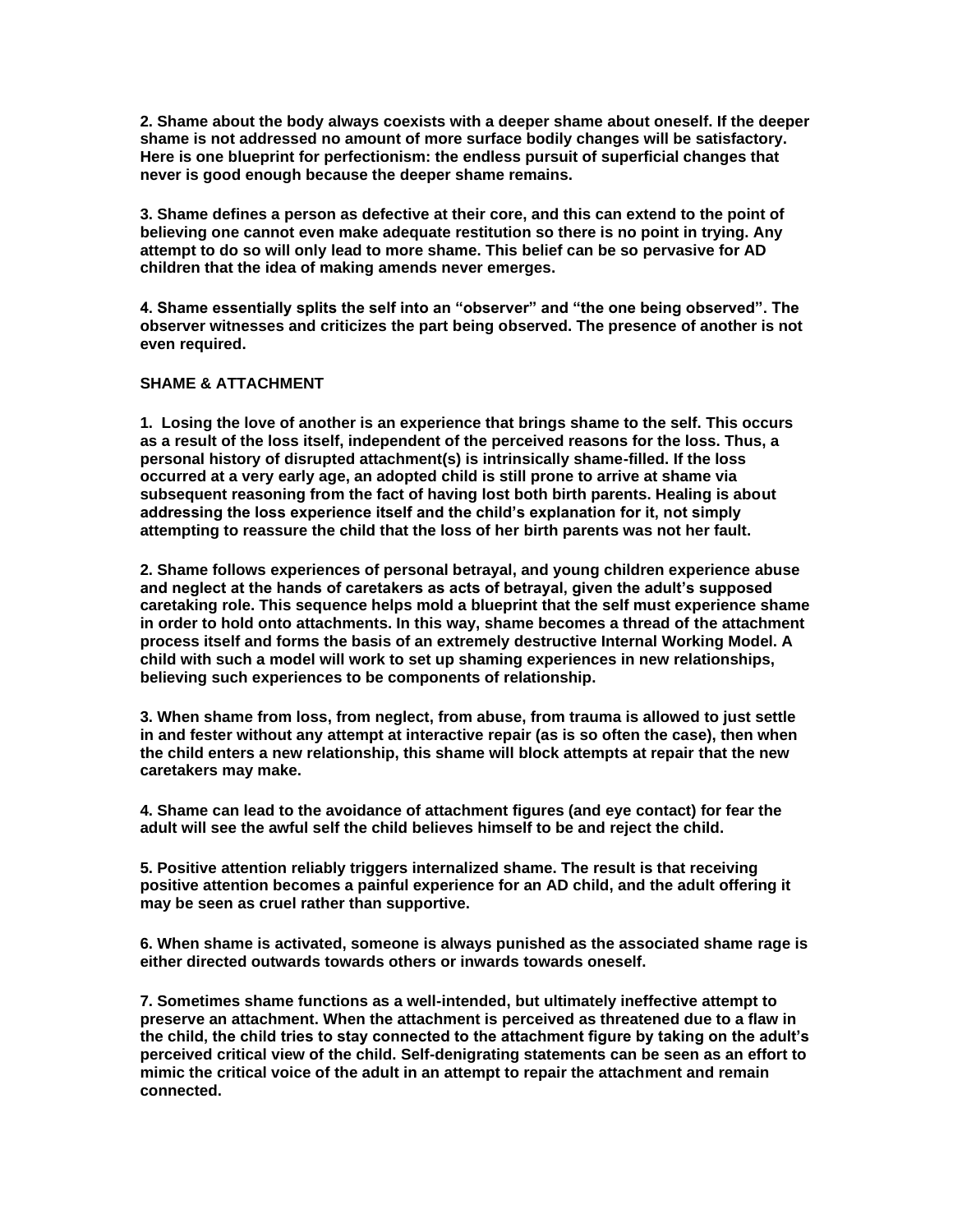**2. Shame about the body always coexists with a deeper shame about oneself. If the deeper shame is not addressed no amount of more surface bodily changes will be satisfactory. Here is one blueprint for perfectionism: the endless pursuit of superficial changes that never is good enough because the deeper shame remains.**

**3. Shame defines a person as defective at their core, and this can extend to the point of believing one cannot even make adequate restitution so there is no point in trying. Any attempt to do so will only lead to more shame. This belief can be so pervasive for AD children that the idea of making amends never emerges.**

**4. Shame essentially splits the self into an "observer" and "the one being observed". The observer witnesses and criticizes the part being observed. The presence of another is not even required.**

## SHAME & ATTACHMENT

**1. Losing the love of another is an experience that brings shame to the self. This occurs as a result of the loss itself, independent of the perceived reasons for the loss. Thus, a personal history of disrupted attachment(s) is intrinsically shame-filled. If the loss occurred at a very early age, an adopted child is still prone to arrive at shame via subsequent reasoning from the fact of having lost both birth parents. Healing is about addressing the loss experience itself and the child's explanation for it, not simply attempting to reassure the child that the loss of her birth parents was not her fault.**

**2. Shame follows experiences of personal betrayal, and young children experience abuse and neglect at the hands of caretakers as acts of betrayal, given the adult's supposed caretaking role. This sequence helps mold a blueprint that the self must experience shame in order to hold onto attachments. In this way, shame becomes a thread of the attachment process itself and forms the basis of an extremely destructive Internal Working Model. A child with such a model will work to set up shaming experiences in new relationships, believing such experiences to be components of relationship.**

**3. When shame from loss, from neglect, from abuse, from trauma is allowed to just settle in and fester without any attempt at interactive repair (as is so often the case), then when the child enters a new relationship, this shame will block attempts at repair that the new caretakers may make.**

**4. Shame can lead to the avoidance of attachment figures (and eye contact) for fear the adult will see the awful self the child believes himself to be and reject the child.**

**5. Positive attention reliably triggers internalized shame. The result is that receiving positive attention becomes a painful experience for an AD child, and the adult offering it may be seen as cruel rather than supportive.**

**6. When shame is activated, someone is always punished as the associated shame rage is either directed outwards towards others or inwards towards oneself.**

**7. Sometimes shame functions as a well-intended, but ultimately ineffective attempt to preserve an attachment. When the attachment is perceived as threatened due to a flaw in the child, the child tries to stay connected to the attachment figure by taking on the adult's perceived critical view of the child. Self-denigrating statements can be seen as an effort to mimic the critical voice of the adult in an attempt to repair the attachment and remain connected.**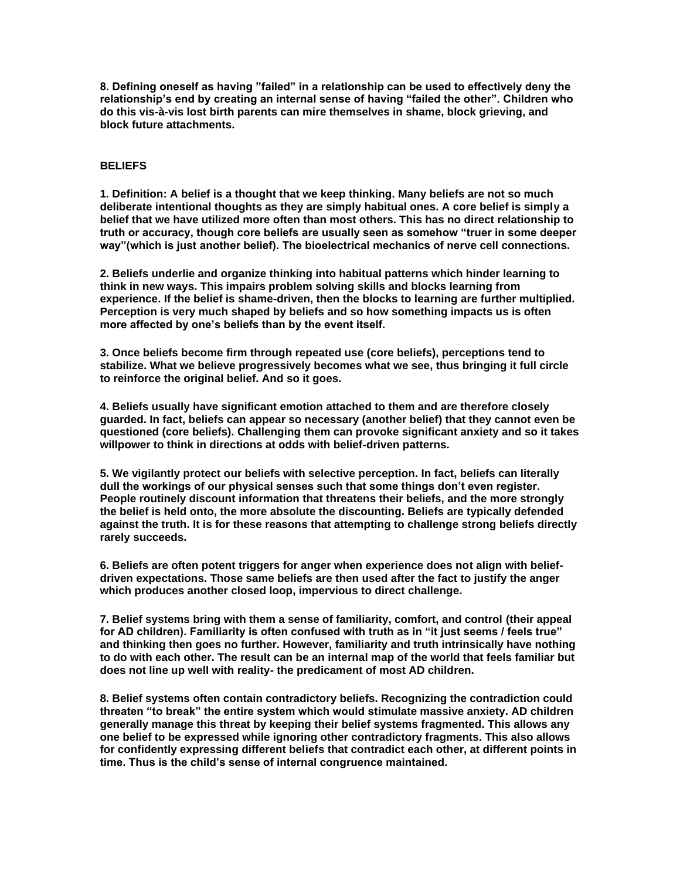**8. Defining oneself as having "failed" in a relationship can be used to effectively deny the relationship's end by creating an internal sense of having "failed the other". Children who do this vis-à-vis lost birth parents can mire themselves in shame, block grieving, and block future attachments.**

## BELIEFS

**1. Definition: A belief is a thought that we keep thinking. Many beliefs are not so much deliberate intentional thoughts as they are simply habitual ones. A core belief is simply a belief that we have utilized more often than most others. This has no direct relationship to truth or accuracy, though core beliefs are usually seen as somehow "truer in some deeper way"(which is just another belief). The bioelectrical mechanics of nerve cell connections.**

**2. Beliefs underlie and organize thinking into habitual patterns which hinder learning to think in new ways. This impairs problem solving skills and blocks learning from experience. If the belief is shame-driven, then the blocks to learning are further multiplied. Perception is very much shaped by beliefs and so how something impacts us is often more affected by one's beliefs than by the event itself.**

**3. Once beliefs become firm through repeated use (core beliefs), perceptions tend to stabilize. What we believe progressively becomes what we see, thus bringing it full circle to reinforce the original belief. And so it goes.**

**4. Beliefs usually have significant emotion attached to them and are therefore closely guarded. In fact, beliefs can appear so necessary (another belief) that they cannot even be questioned (core beliefs). Challenging them can provoke significant anxiety and so it takes willpower to think in directions at odds with belief-driven patterns.**

**5. We vigilantly protect our beliefs with selective perception. In fact, beliefs can literally dull the workings of our physical senses such that some things don't even register. People routinely discount information that threatens their beliefs, and the more strongly the belief is held onto, the more absolute the discounting. Beliefs are typically defended against the truth. It is for these reasons that attempting to challenge strong beliefs directly rarely succeeds.**

**6. Beliefs are often potent triggers for anger when experience does not align with belief-driven expectations. Those same beliefs are then used after the fact to justify the anger which produces another closed loop, impervious to direct challenge.**

**7. Belief systems bring with them a sense of familiarity, comfort, and control (their appeal for AD children). Familiarity is often confused with truth as in "it just seems / feels true" and thinking then goes no further. However, familiarity and truth intrinsically have nothing to do with each other. The result can be an internal map of the world that feels familiar but does not line up well with reality- the predicament of most AD children.**

**8. Belief systems often contain contradictory beliefs. Recognizing the contradiction could threaten "to break" the entire system which would stimulate massive anxiety. AD children generally manage this threat by keeping their belief systems fragmented. This allows any one belief to be expressed while ignoring other contradictory fragments. This also allows for confidently expressing different beliefs that contradict each other, at different points in time. Thus is the child's sense of internal congruence maintained.**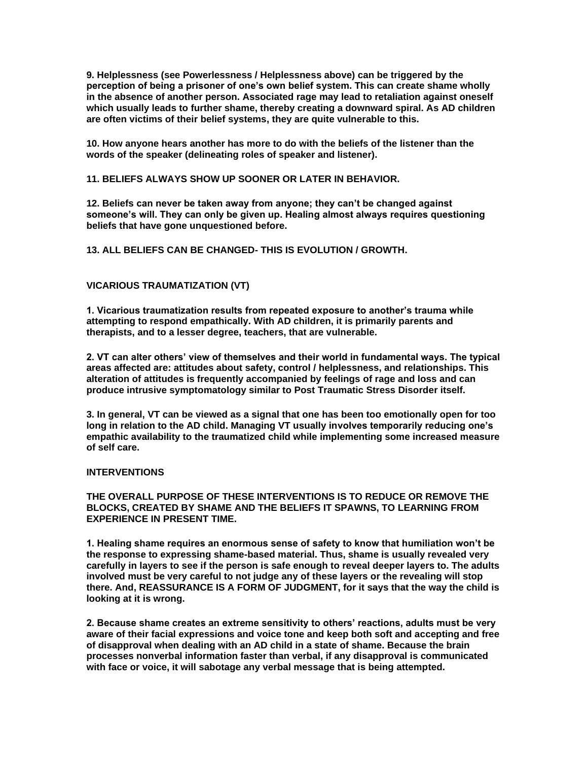**9. Helplessness (see Powerlessness / Helplessness above) can be triggered by the perception of being a prisoner of one's own belief system. This can create shame wholly in the absence of another person. Associated rage may lead to retaliation against oneself which usually leads to further shame, thereby creating a downward spiral. As AD children are often victims of their belief systems, they are quite vulnerable to this.**

**10. How anyone hears another has more to do with the beliefs of the listener than the words of the speaker (delineating roles of speaker and listener).**

**11. BELIEFS ALWAYS SHOW UP SOONER OR LATER IN BEHAVIOR.**

**12. Beliefs can never be taken away from anyone; they can't be changed against someone's will. They can only be given up. Healing almost always requires questioning beliefs that have gone unquestioned before.**

**13. ALL BELIEFS CAN BE CHANGED- THIS IS EVOLUTION / GROWTH.**

## VICARIOUS TRAUMATIZATION (VT)

**1. Vicarious traumatization results from repeated exposure to another's trauma while attempting to respond empathically. With AD children, it is primarily parents and therapists, and to a lesser degree, teachers, that are vulnerable.**

**2. VT can alter others' view of themselves and their world in fundamental ways. The typical areas affected are: attitudes about safety, control / helplessness, and relationships. This alteration of attitudes is frequently accompanied by feelings of rage and loss and can produce intrusive symptomatology similar to Post Traumatic Stress Disorder itself.**

**3. In general, VT can be viewed as a signal that one has been too emotionally open for too long in relation to the AD child. Managing VT usually involves temporarily reducing one's empathic availability to the traumatized child while implementing some increased measure of self care.**

## INTERVENTIONS

**THE OVERALL PURPOSE OF THESE INTERVENTIONS IS TO REDUCE OR REMOVE THE BLOCKS, CREATED BY SHAME AND THE BELIEFS IT SPAWNS, TO LEARNING FROM EXPERIENCE IN PRESENT TIME.**

**1. Healing shame requires an enormous sense of safety to know that humiliation won't be the response to expressing shame-based material. Thus, shame is usually revealed very carefully in layers to see if the person is safe enough to reveal deeper layers to. The adults involved must be very careful to not judge any of these layers or the revealing will stop there. And, REASSURANCE IS A FORM OF JUDGMENT, for it says that the way the child is looking at it is wrong.**

**2. Because shame creates an extreme sensitivity to others' reactions, adults must be very aware of their facial expressions and voice tone and keep both soft and accepting and free of disapproval when dealing with an AD child in a state of shame. Because the brain processes nonverbal information faster than verbal, if any disapproval is communicated with face or voice, it will sabotage any verbal message that is being attempted.**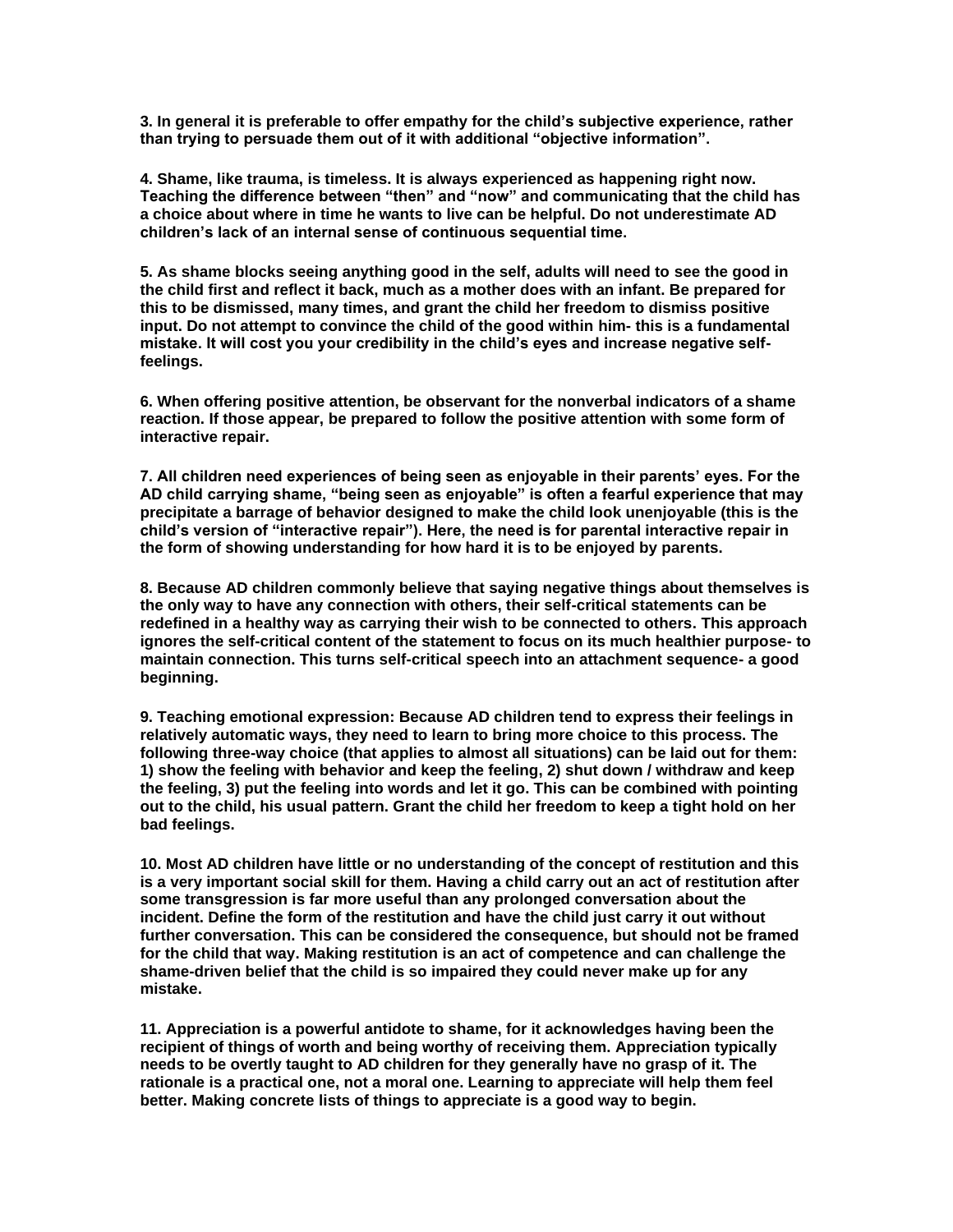**3. In general it is preferable to offer empathy for the child's subjective experience, rather than trying to persuade them out of it with additional "objective information".**

**4. Shame, like trauma, is timeless. It is always experienced as happening right now. Teaching the difference between "then" and "now" and communicating that the child has a choice about where in time he wants to live can be helpful. Do not underestimate AD children's lack of an internal sense of continuous sequential time.**

**5. As shame blocks seeing anything good in the self, adults will need to see the good in the child first and reflect it back, much as a mother does with an infant. Be prepared for this to be dismissed, many times, and grant the child her freedom to dismiss positive input. Do not attempt to convince the child of the good within him- this is a fundamental mistake. It will cost you your credibility in the child's eyes and increase negative self-feelings.**

**6. When offering positive attention, be observant for the nonverbal indicators of a shame reaction. If those appear, be prepared to follow the positive attention with some form of interactive repair.**

**7. All children need experiences of being seen as enjoyable in their parents' eyes. For the AD child carrying shame, "being seen as enjoyable" is often a fearful experience that may precipitate a barrage of behavior designed to make the child look unenjoyable (this is the child's version of "interactive repair"). Here, the need is for parental interactive repair in the form of showing understanding for how hard it is to be enjoyed by parents.**

**8. Because AD children commonly believe that saying negative things about themselves is the only way to have any connection with others, their self-critical statements can be redefined in a healthy way as carrying their wish to be connected to others. This approach ignores the self-critical content of the statement to focus on its much healthier purpose- to maintain connection. This turns self-critical speech into an attachment sequence- a good beginning.**

**9. Teaching emotional expression: Because AD children tend to express their feelings in relatively automatic ways, they need to learn to bring more choice to this process. The following three-way choice (that applies to almost all situations) can be laid out for them: 1) show the feeling with behavior and keep the feeling, 2) shut down / withdraw and keep the feeling, 3) put the feeling into words and let it go. This can be combined with pointing out to the child, his usual pattern. Grant the child her freedom to keep a tight hold on her bad feelings.**

**10. Most AD children have little or no understanding of the concept of restitution and this is a very important social skill for them. Having a child carry out an act of restitution after some transgression is far more useful than any prolonged conversation about the incident. Define the form of the restitution and have the child just carry it out without further conversation. This can be considered the consequence, but should not be framed for the child that way. Making restitution is an act of competence and can challenge the shame-driven belief that the child is so impaired they could never make up for any mistake.**

**11. Appreciation is a powerful antidote to shame, for it acknowledges having been the recipient of things of worth and being worthy of receiving them. Appreciation typically needs to be overtly taught to AD children for they generally have no grasp of it. The rationale is a practical one, not a moral one. Learning to appreciate will help them feel better. Making concrete lists of things to appreciate is a good way to begin.**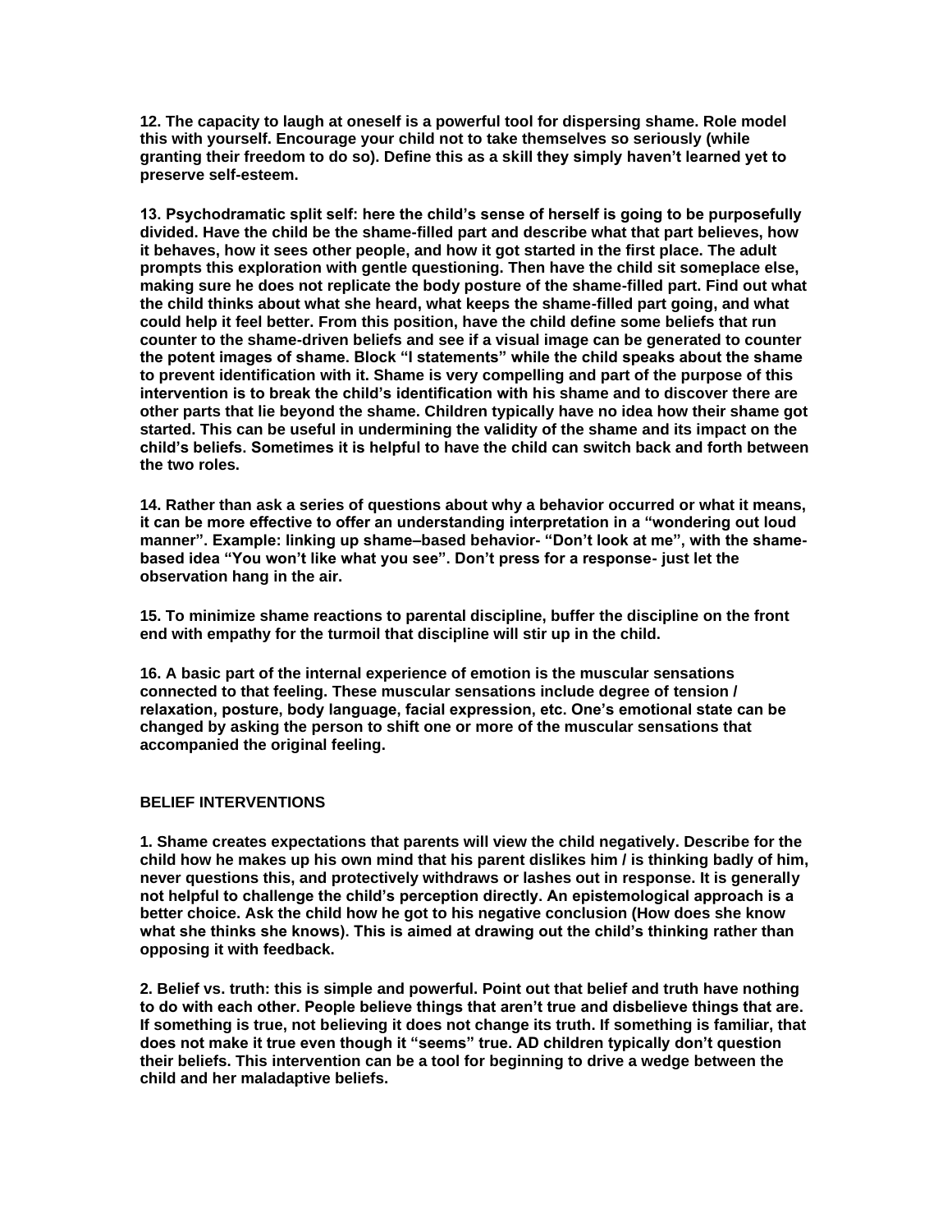**12. The capacity to laugh at oneself is a powerful tool for dispersing shame. Role model this with yourself. Encourage your child not to take themselves so seriously (while granting their freedom to do so). Define this as a skill they simply haven't learned yet to preserve self-esteem.**

**13. Psychodramatic split self: here the child's sense of herself is going to be purposefully divided. Have the child be the shame-filled part and describe what that part believes, how it behaves, how it sees other people, and how it got started in the first place. The adult prompts this exploration with gentle questioning. Then have the child sit someplace else, making sure he does not replicate the body posture of the shame-filled part. Find out what the child thinks about what she heard, what keeps the shame-filled part going, and what could help it feel better. From this position, have the child define some beliefs that run counter to the shame-driven beliefs and see if a visual image can be generated to counter the potent images of shame. Block "I statements" while the child speaks about the shame to prevent identification with it. Shame is very compelling and part of the purpose of this intervention is to break the child's identification with his shame and to discover there are other parts that lie beyond the shame. Children typically have no idea how their shame got started. This can be useful in undermining the validity of the shame and its impact on the child's beliefs. Sometimes it is helpful to have the child can switch back and forth between the two roles.**

**14. Rather than ask a series of questions about why a behavior occurred or what it means, it can be more effective to offer an understanding interpretation in a "wondering out loud manner". Example: linking up shame–based behavior- "Don't look at me", with the shame-based idea "You won't like what you see". Don't press for a response- just let the observation hang in the air.**

**15. To minimize shame reactions to parental discipline, buffer the discipline on the front end with empathy for the turmoil that discipline will stir up in the child.**

**16. A basic part of the internal experience of emotion is the muscular sensations connected to that feeling. These muscular sensations include degree of tension / relaxation, posture, body language, facial expression, etc. One's emotional state can be changed by asking the person to shift one or more of the muscular sensations that accompanied the original feeling.**

**BELIEF INTERVENTIONS**

**1. Shame creates expectations that parents will view the child negatively. Describe for the child how he makes up his own mind that his parent dislikes him / is thinking badly of him, never questions this, and protectively withdraws or lashes out in response. It is generally not helpful to challenge the child's perception directly. An epistemological approach is a better choice. Ask the child how he got to his negative conclusion (How does she know what she thinks she knows). This is aimed at drawing out the child's thinking rather than opposing it with feedback.**

**2. Belief vs. truth: this is simple and powerful. Point out that belief and truth have nothing to do with each other. People believe things that aren't true and disbelieve things that are. If something is true, not believing it does not change its truth. If something is familiar, that does not make it true even though it "seems" true. AD children typically don't question their beliefs. This intervention can be a tool for beginning to drive a wedge between the child and her maladaptive beliefs.**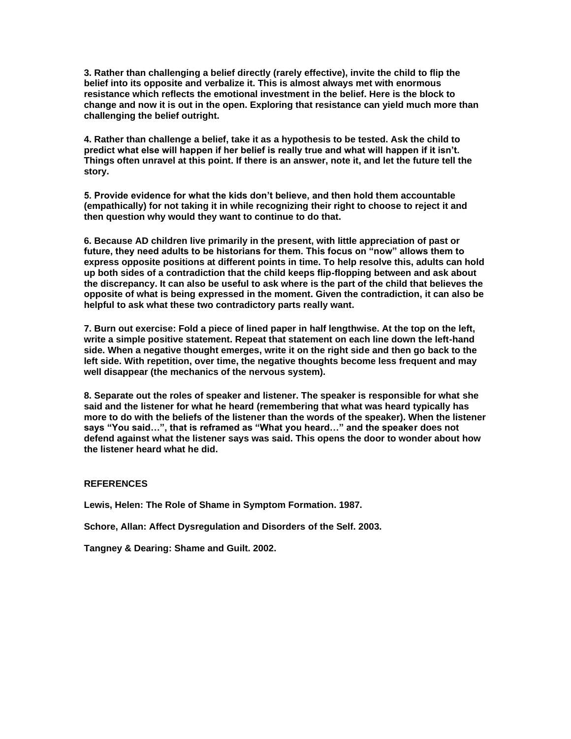**3. Rather than challenging a belief directly (rarely effective), invite the child to flip the belief into its opposite and verbalize it. This is almost always met with enormous resistance which reflects the emotional investment in the belief. Here is the block to change and now it is out in the open. Exploring that resistance can yield much more than challenging the belief outright.**

**4. Rather than challenge a belief, take it as a hypothesis to be tested. Ask the child to predict what else will happen if her belief is really true and what will happen if it isn't. Things often unravel at this point. If there is an answer, note it, and let the future tell the story.**

**5. Provide evidence for what the kids don't believe, and then hold them accountable (empathically) for not taking it in while recognizing their right to choose to reject it and then question why would they want to continue to do that.**

**6. Because AD children live primarily in the present, with little appreciation of past or future, they need adults to be historians for them. This focus on "now" allows them to express opposite positions at different points in time. To help resolve this, adults can hold up both sides of a contradiction that the child keeps flip-flopping between and ask about the discrepancy. It can also be useful to ask where is the part of the child that believes the opposite of what is being expressed in the moment. Given the contradiction, it can also be helpful to ask what these two contradictory parts really want.**

**7. Burn out exercise: Fold a piece of lined paper in half lengthwise. At the top on the left, write a simple positive statement. Repeat that statement on each line down the left-hand side. When a negative thought emerges, write it on the right side and then go back to the left side. With repetition, over time, the negative thoughts become less frequent and may well disappear (the mechanics of the nervous system).**

**8. Separate out the roles of speaker and listener. The speaker is responsible for what she said and the listener for what he heard (remembering that what was heard typically has more to do with the beliefs of the listener than the words of the speaker). When the listener says "You said…", that is reframed as "What you heard…" and the speaker does not defend against what the listener says was said. This opens the door to wonder about how the listener heard what he did.**

## REFERENCES

**Lewis, Helen: The Role of Shame in Symptom Formation. 1987.**

**Schore, Allan: Affect Dysregulation and Disorders of the Self. 2003.**

**Tangney & Dearing: Shame and Guilt. 2002.**